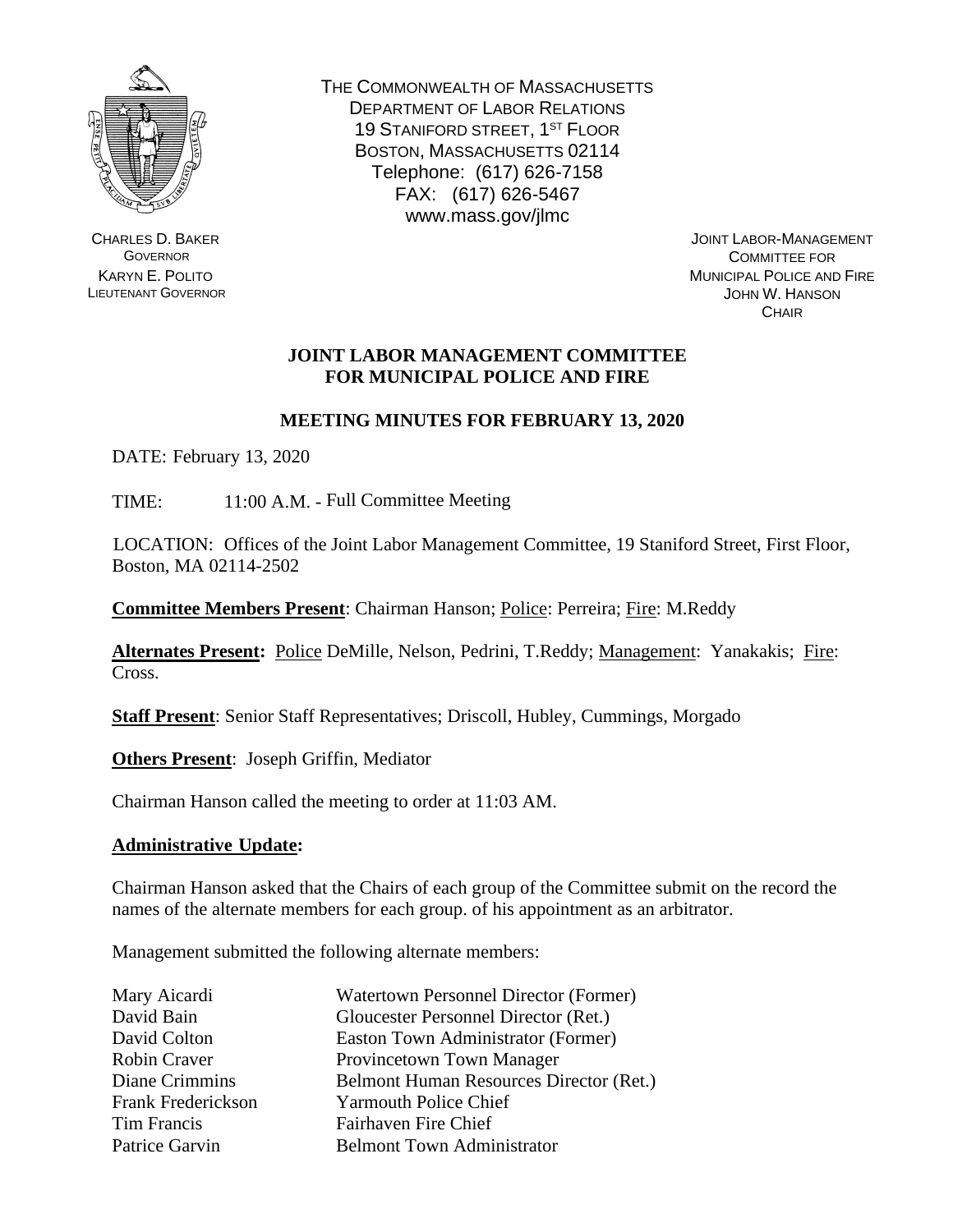THE COMMONWEALTH OF MASSACHUSETTS
DEPARTMENT OF LABOR RELATIONS
19 STANIFORD STREET, 1ST FLOOR
BOSTON, MASSACHUSETTS 02114
Telephone: (617) 626-7158
FAX: (617) 626-5467
www.mass.gov/jlmc

CHARLES D. BAKER
GOVERNOR
KARYN E. POLITO
LIEUTENANT GOVERNOR

JOINT LABOR-MANAGEMENT
COMMITTEE FOR
MUNICIPAL POLICE AND FIRE
JOHN W. HANSON
CHAIR

## JOINT LABOR MANAGEMENT COMMITTEE FOR MUNICIPAL POLICE AND FIRE

## MEETING MINUTES FOR FEBRUARY 13, 2020

DATE: February 13, 2020

TIME: 11:00 A.M. - Full Committee Meeting

LOCATION: Offices of the Joint Labor Management Committee, 19 Staniford Street, First Floor, Boston, MA 02114-2502

**Committee Members Present**: Chairman Hanson; Police: Perreira; Fire: M.Reddy

**Alternates Present:** Police DeMille, Nelson, Pedrini, T.Reddy; Management: Yanakakis; Fire: Cross.

**Staff Present**: Senior Staff Representatives; Driscoll, Hubley, Cummings, Morgado

**Others Present**: Joseph Griffin, Mediator

Chairman Hanson called the meeting to order at 11:03 AM.

**Administrative Update:**

Chairman Hanson asked that the Chairs of each group of the Committee submit on the record the names of the alternate members for each group. of his appointment as an arbitrator.

Management submitted the following alternate members:

| | |
|---|---|
| Mary Aicardi | Watertown Personnel Director (Former) |
| David Bain | Gloucester Personnel Director (Ret.) |
| David Colton | Easton Town Administrator (Former) |
| Robin Craver | Provincetown Town Manager |
| Diane Crimmins | Belmont Human Resources Director (Ret.) |
| Frank Frederickson | Yarmouth Police Chief |
| Tim Francis | Fairhaven Fire Chief |
| Patrice Garvin | Belmont Town Administrator |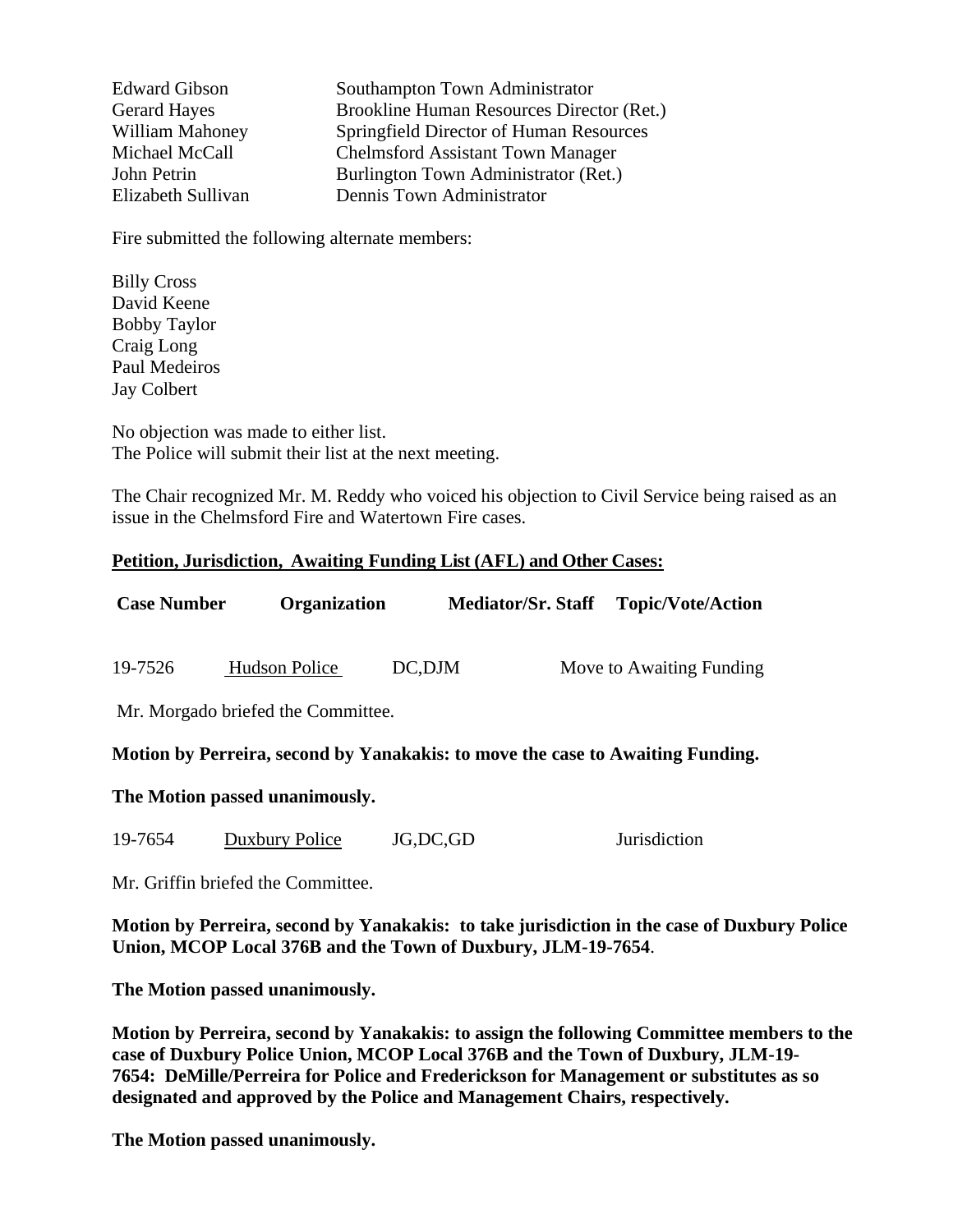| | |
|---|---|
| Edward Gibson | Southampton Town Administrator |
| Gerard Hayes | Brookline Human Resources Director (Ret.) |
| William Mahoney | Springfield Director of Human Resources |
| Michael McCall | Chelmsford Assistant Town Manager |
| John Petrin | Burlington Town Administrator (Ret.) |
| Elizabeth Sullivan | Dennis Town Administrator |

Fire submitted the following alternate members:

Billy Cross
David Keene
Bobby Taylor
Craig Long
Paul Medeiros
Jay Colbert

No objection was made to either list.
The Police will submit their list at the next meeting.

The Chair recognized Mr. M. Reddy who voiced his objection to Civil Service being raised as an issue in the Chelmsford Fire and Watertown Fire cases.

**Petition, Jurisdiction, Awaiting Funding List (AFL) and Other Cases:**

| Case Number | Organization | Mediator/Sr. Staff | Topic/Vote/Action |
|---|---|---|---|
| 19-7526 | Hudson Police | DC,DJM | Move to Awaiting Funding |

Mr. Morgado briefed the Committee.

**Motion by Perreira, second by Yanakakis: to move the case to Awaiting Funding.**

**The Motion passed unanimously.**

| | | | |
|---|---|---|---|
| 19-7654 | Duxbury Police | JG,DC,GD | Jurisdiction |

Mr. Griffin briefed the Committee.

**Motion by Perreira, second by Yanakakis: to take jurisdiction in the case of Duxbury Police Union, MCOP Local 376B and the Town of Duxbury, JLM-19-7654**.

**The Motion passed unanimously.**

**Motion by Perreira, second by Yanakakis: to assign the following Committee members to the case of Duxbury Police Union, MCOP Local 376B and the Town of Duxbury, JLM-19-7654: DeMille/Perreira for Police and Frederickson for Management or substitutes as so designated and approved by the Police and Management Chairs, respectively.**

**The Motion passed unanimously.**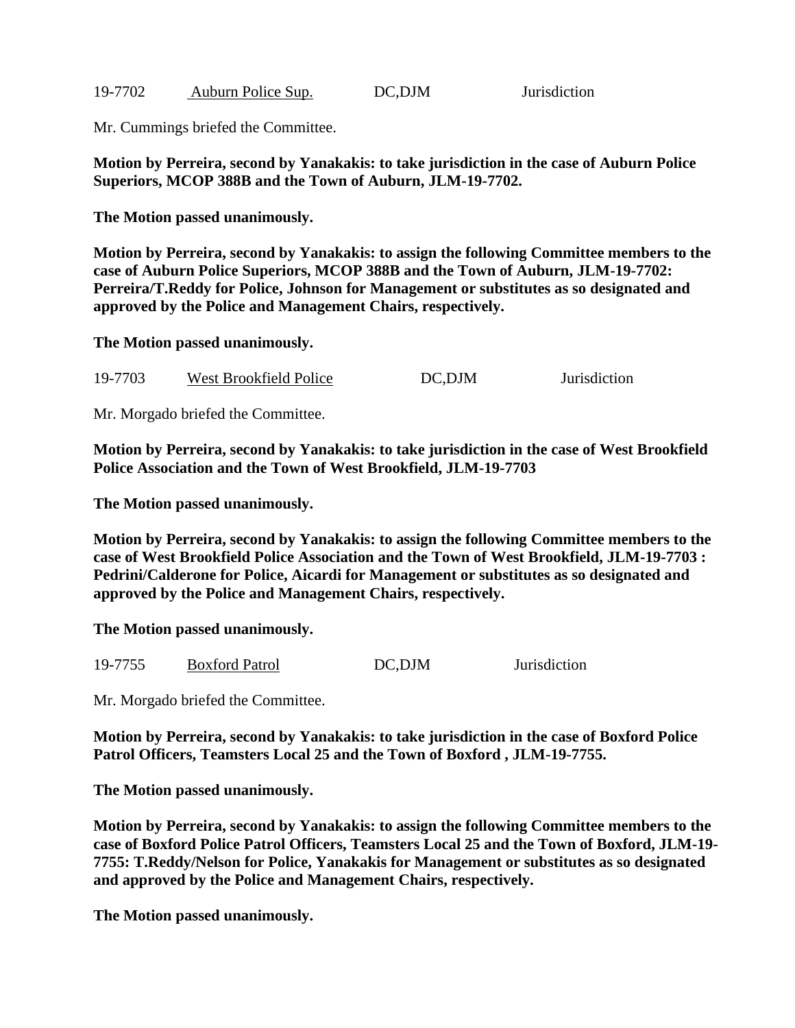19-7702 Auburn Police Sup. DC,DJM Jurisdiction

Mr. Cummings briefed the Committee.

**Motion by Perreira, second by Yanakakis: to take jurisdiction in the case of Auburn Police Superiors, MCOP 388B and the Town of Auburn, JLM-19-7702.**

**The Motion passed unanimously.**

**Motion by Perreira, second by Yanakakis: to assign the following Committee members to the case of Auburn Police Superiors, MCOP 388B and the Town of Auburn, JLM-19-7702: Perreira/T.Reddy for Police, Johnson for Management or substitutes as so designated and approved by the Police and Management Chairs, respectively.**

**The Motion passed unanimously.**

19-7703 West Brookfield Police DC,DJM Jurisdiction

Mr. Morgado briefed the Committee.

**Motion by Perreira, second by Yanakakis: to take jurisdiction in the case of West Brookfield Police Association and the Town of West Brookfield, JLM-19-7703**

**The Motion passed unanimously.**

**Motion by Perreira, second by Yanakakis: to assign the following Committee members to the case of West Brookfield Police Association and the Town of West Brookfield, JLM-19-7703 : Pedrini/Calderone for Police, Aicardi for Management or substitutes as so designated and approved by the Police and Management Chairs, respectively.**

**The Motion passed unanimously.**

19-7755 Boxford Patrol DC,DJM Jurisdiction

Mr. Morgado briefed the Committee.

**Motion by Perreira, second by Yanakakis: to take jurisdiction in the case of Boxford Police Patrol Officers, Teamsters Local 25 and the Town of Boxford , JLM-19-7755.**

**The Motion passed unanimously.**

**Motion by Perreira, second by Yanakakis: to assign the following Committee members to the case of Boxford Police Patrol Officers, Teamsters Local 25 and the Town of Boxford, JLM-19-7755: T.Reddy/Nelson for Police, Yanakakis for Management or substitutes as so designated and approved by the Police and Management Chairs, respectively.**

**The Motion passed unanimously.**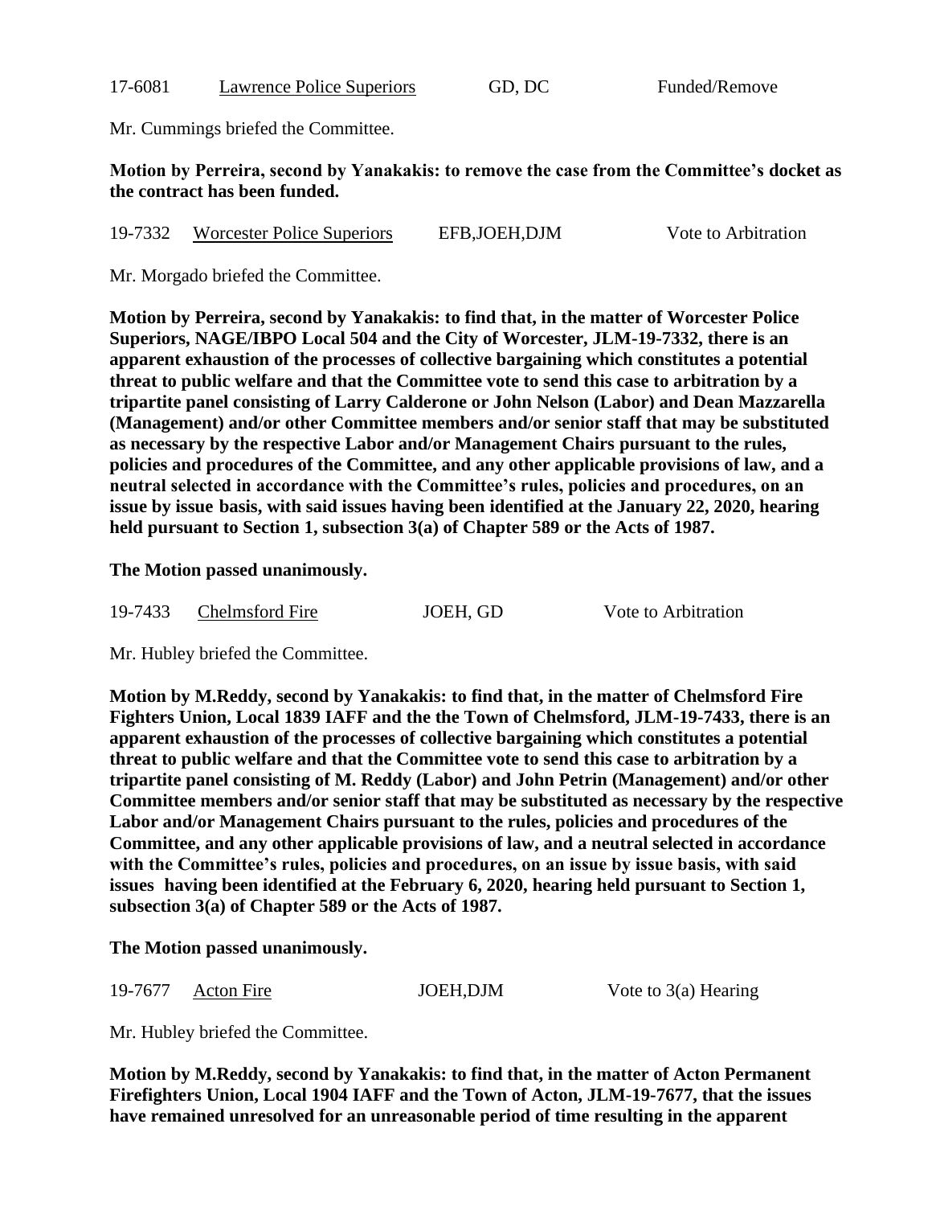17-6081 Lawrence Police Superiors GD, DC Funded/Remove

Mr. Cummings briefed the Committee.

**Motion by Perreira, second by Yanakakis: to remove the case from the Committee's docket as the contract has been funded.**

19-7332 Worcester Police Superiors EFB,JOEH,DJM Vote to Arbitration

Mr. Morgado briefed the Committee.

**Motion by Perreira, second by Yanakakis: to find that, in the matter of Worcester Police Superiors, NAGE/IBPO Local 504 and the City of Worcester, JLM-19-7332, there is an apparent exhaustion of the processes of collective bargaining which constitutes a potential threat to public welfare and that the Committee vote to send this case to arbitration by a tripartite panel consisting of Larry Calderone or John Nelson (Labor) and Dean Mazzarella (Management) and/or other Committee members and/or senior staff that may be substituted as necessary by the respective Labor and/or Management Chairs pursuant to the rules, policies and procedures of the Committee, and any other applicable provisions of law, and a neutral selected in accordance with the Committee's rules, policies and procedures, on an issue by issue basis, with said issues having been identified at the January 22, 2020, hearing held pursuant to Section 1, subsection 3(a) of Chapter 589 or the Acts of 1987.**

**The Motion passed unanimously.**

19-7433 Chelmsford Fire JOEH, GD Vote to Arbitration

Mr. Hubley briefed the Committee.

**Motion by M.Reddy, second by Yanakakis: to find that, in the matter of Chelmsford Fire Fighters Union, Local 1839 IAFF and the the Town of Chelmsford, JLM-19-7433, there is an apparent exhaustion of the processes of collective bargaining which constitutes a potential threat to public welfare and that the Committee vote to send this case to arbitration by a tripartite panel consisting of M. Reddy (Labor) and John Petrin (Management) and/or other Committee members and/or senior staff that may be substituted as necessary by the respective Labor and/or Management Chairs pursuant to the rules, policies and procedures of the Committee, and any other applicable provisions of law, and a neutral selected in accordance with the Committee's rules, policies and procedures, on an issue by issue basis, with said issues having been identified at the February 6, 2020, hearing held pursuant to Section 1, subsection 3(a) of Chapter 589 or the Acts of 1987.**

**The Motion passed unanimously.**

19-7677 Acton Fire JOEH,DJM Vote to 3(a) Hearing

Mr. Hubley briefed the Committee.

**Motion by M.Reddy, second by Yanakakis: to find that, in the matter of Acton Permanent Firefighters Union, Local 1904 IAFF and the Town of Acton, JLM-19-7677, that the issues have remained unresolved for an unreasonable period of time resulting in the apparent**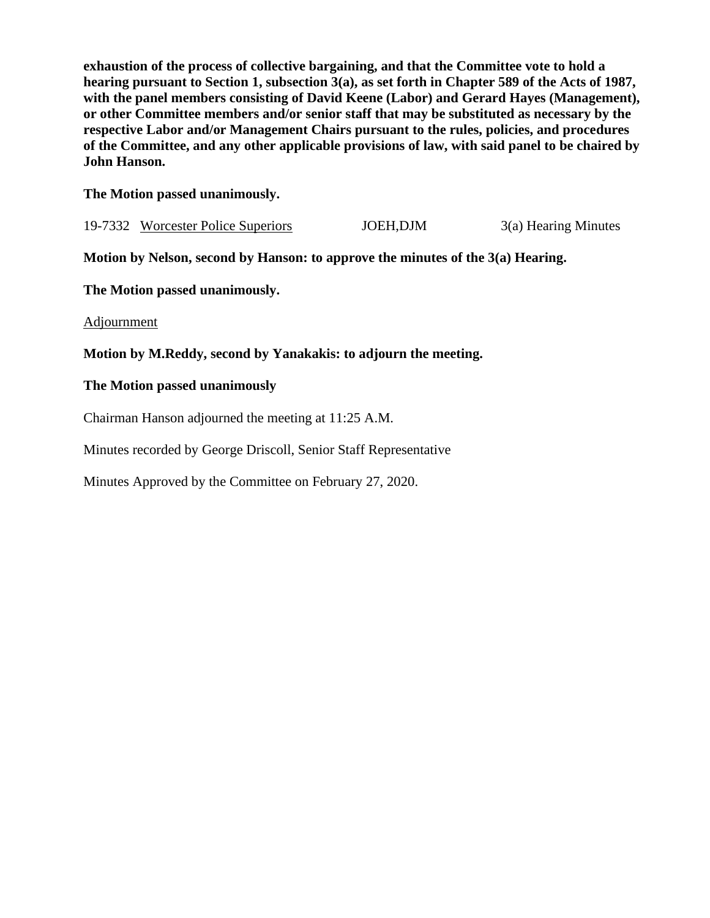**exhaustion of the process of collective bargaining, and that the Committee vote to hold a hearing pursuant to Section 1, subsection 3(a), as set forth in Chapter 589 of the Acts of 1987, with the panel members consisting of David Keene (Labor) and Gerard Hayes (Management), or other Committee members and/or senior staff that may be substituted as necessary by the respective Labor and/or Management Chairs pursuant to the rules, policies, and procedures of the Committee, and any other applicable provisions of law, with said panel to be chaired by John Hanson.**

**The Motion passed unanimously.**

19-7332 Worcester Police Superiors JOEH,DJM 3(a) Hearing Minutes

**Motion by Nelson, second by Hanson: to approve the minutes of the 3(a) Hearing.**

**The Motion passed unanimously.**

Adjournment

**Motion by M.Reddy, second by Yanakakis: to adjourn the meeting.**

**The Motion passed unanimously**

Chairman Hanson adjourned the meeting at 11:25 A.M.

Minutes recorded by George Driscoll, Senior Staff Representative

Minutes Approved by the Committee on February 27, 2020.